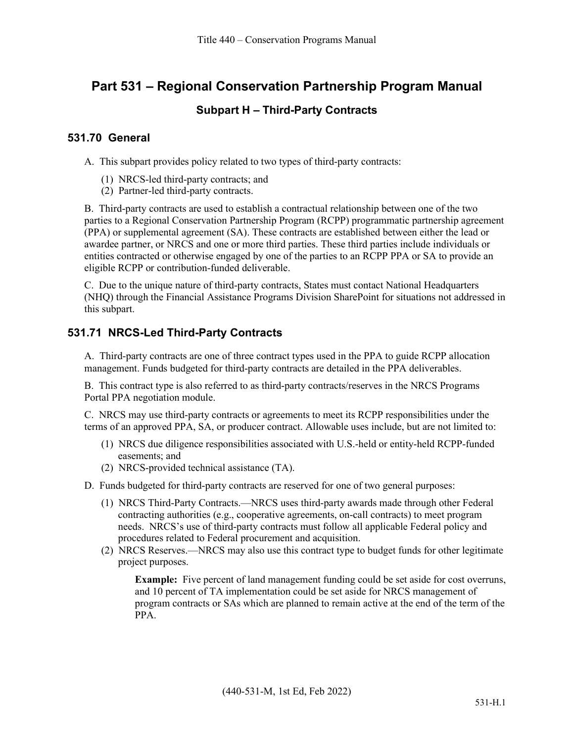# Part 531 – Regional Conservation Partnership Program Manual

## Subpart H – Third-Party Contracts

### 531.70 General

A. This subpart provides policy related to two types of third-party contracts:

(1) NRCS-led third-party contracts; and
(2) Partner-led third-party contracts.

B. Third-party contracts are used to establish a contractual relationship between one of the two parties to a Regional Conservation Partnership Program (RCPP) programmatic partnership agreement (PPA) or supplemental agreement (SA). These contracts are established between either the lead or awardee partner, or NRCS and one or more third parties. These third parties include individuals or entities contracted or otherwise engaged by one of the parties to an RCPP PPA or SA to provide an eligible RCPP or contribution-funded deliverable.

C. Due to the unique nature of third-party contracts, States must contact National Headquarters (NHQ) through the Financial Assistance Programs Division SharePoint for situations not addressed in this subpart.

### 531.71 NRCS-Led Third-Party Contracts

A. Third-party contracts are one of three contract types used in the PPA to guide RCPP allocation management. Funds budgeted for third-party contracts are detailed in the PPA deliverables.

B. This contract type is also referred to as third-party contracts/reserves in the NRCS Programs Portal PPA negotiation module.

C. NRCS may use third-party contracts or agreements to meet its RCPP responsibilities under the terms of an approved PPA, SA, or producer contract. Allowable uses include, but are not limited to:

(1) NRCS due diligence responsibilities associated with U.S.-held or entity-held RCPP-funded easements; and
(2) NRCS-provided technical assistance (TA).

D. Funds budgeted for third-party contracts are reserved for one of two general purposes:

(1) NRCS Third-Party Contracts.—NRCS uses third-party awards made through other Federal contracting authorities (e.g., cooperative agreements, on-call contracts) to meet program needs. NRCS's use of third-party contracts must follow all applicable Federal policy and procedures related to Federal procurement and acquisition.
(2) NRCS Reserves.—NRCS may also use this contract type to budget funds for other legitimate project purposes.

**Example:** Five percent of land management funding could be set aside for cost overruns, and 10 percent of TA implementation could be set aside for NRCS management of program contracts or SAs which are planned to remain active at the end of the term of the PPA.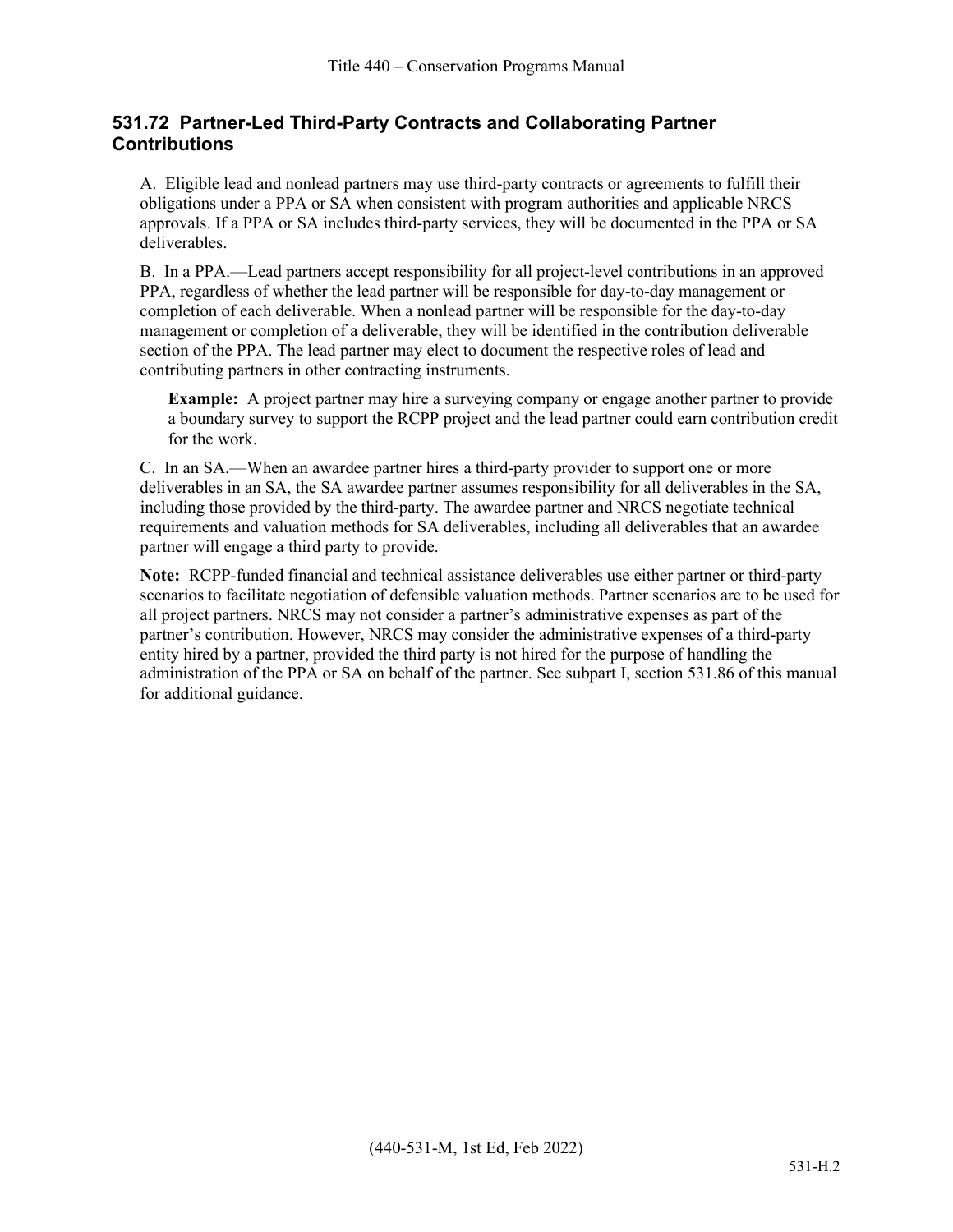## 531.72 Partner-Led Third-Party Contracts and Collaborating Partner Contributions

A. Eligible lead and nonlead partners may use third-party contracts or agreements to fulfill their obligations under a PPA or SA when consistent with program authorities and applicable NRCS approvals. If a PPA or SA includes third-party services, they will be documented in the PPA or SA deliverables.

B. In a PPA.—Lead partners accept responsibility for all project-level contributions in an approved PPA, regardless of whether the lead partner will be responsible for day-to-day management or completion of each deliverable. When a nonlead partner will be responsible for the day-to-day management or completion of a deliverable, they will be identified in the contribution deliverable section of the PPA. The lead partner may elect to document the respective roles of lead and contributing partners in other contracting instruments.

> **Example:** A project partner may hire a surveying company or engage another partner to provide a boundary survey to support the RCPP project and the lead partner could earn contribution credit for the work.

C. In an SA.—When an awardee partner hires a third-party provider to support one or more deliverables in an SA, the SA awardee partner assumes responsibility for all deliverables in the SA, including those provided by the third-party. The awardee partner and NRCS negotiate technical requirements and valuation methods for SA deliverables, including all deliverables that an awardee partner will engage a third party to provide.

**Note:** RCPP-funded financial and technical assistance deliverables use either partner or third-party scenarios to facilitate negotiation of defensible valuation methods. Partner scenarios are to be used for all project partners. NRCS may not consider a partner's administrative expenses as part of the partner's contribution. However, NRCS may consider the administrative expenses of a third-party entity hired by a partner, provided the third party is not hired for the purpose of handling the administration of the PPA or SA on behalf of the partner. See subpart I, section 531.86 of this manual for additional guidance.